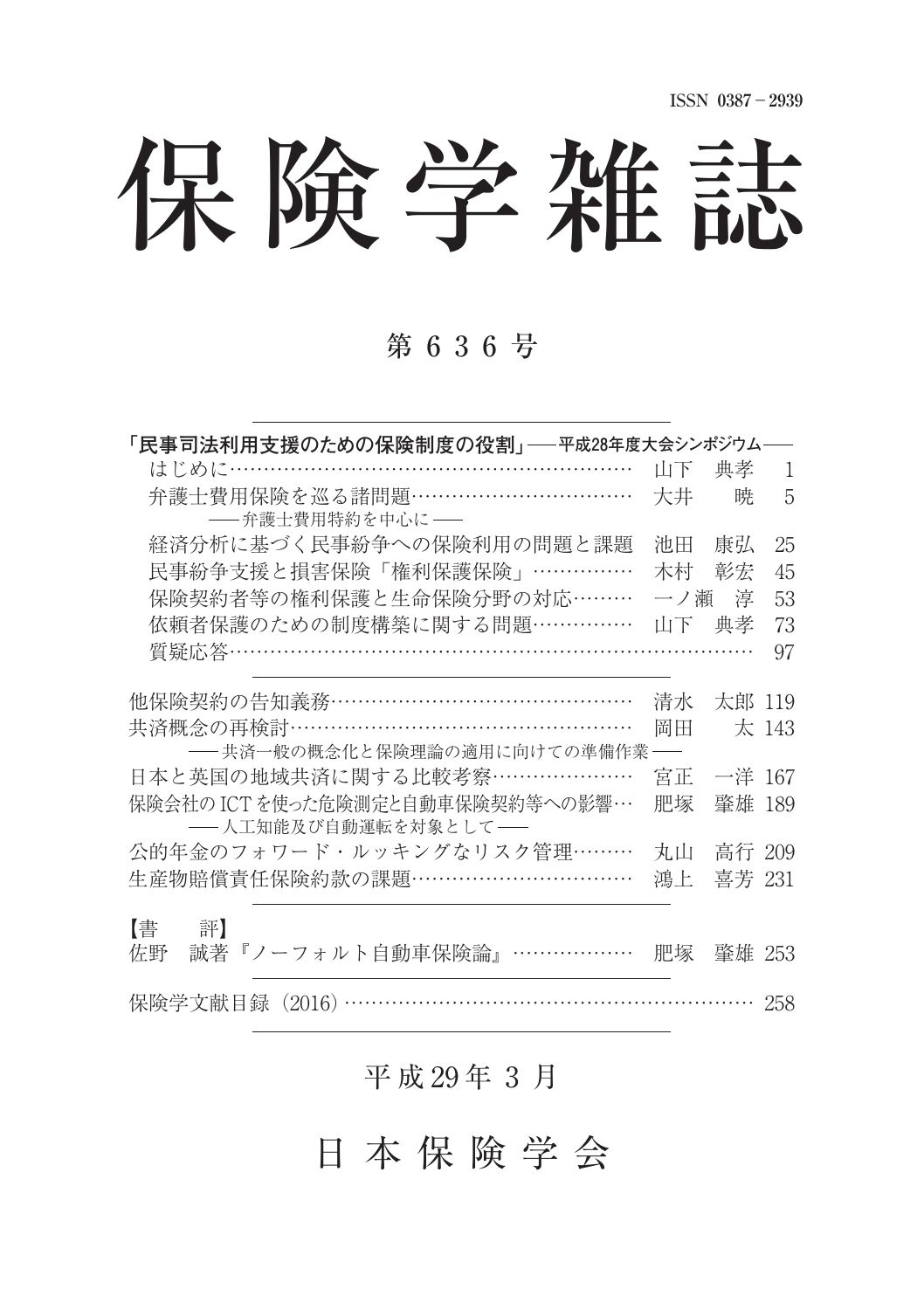ISSN 0387－2939

# 保険学雑誌

## 第 6 3 6 号

**「民事司法利用支援のための保険制度の役割」**——**平成28年度大会シンポジウム**——

| | | |
|---|---|---|
| はじめに…… | 山下　典孝 | 1 |
| 弁護士費用保険を巡る諸問題……<br>——弁護士費用特約を中心に—— | 大井　　暁 | 5 |
| 経済分析に基づく民事紛争への保険利用の問題と課題 | 池田　康弘 | 25 |
| 民事紛争支援と損害保険「権利保護保険」…… | 木村　彰宏 | 45 |
| 保険契約者等の権利保護と生命保険分野の対応…… | 一ノ瀬　淳 | 53 |
| 依頼者保護のための制度構築に関する問題…… | 山下　典孝 | 73 |
| 質疑応答…… | | 97 |

| | | |
|---|---|---|
| 他保険契約の告知義務…… | 清水　太郎 | 119 |
| 共済概念の再検討……<br>——共済一般の概念化と保険理論の適用に向けての準備作業—— | 岡田　　太 | 143 |
| 日本と英国の地域共済に関する比較考察…… | 宮正　一洋 | 167 |
| 保険会社のICTを使った危険測定と自動車保険契約等への影響……<br>——人工知能及び自動運転を対象として—— | 肥塚　肇雄 | 189 |
| 公的年金のフォワード・ルッキングなリスク管理…… | 丸山　高行 | 209 |
| 生産物賠償責任保険約款の課題…… | 鴻上　喜芳 | 231 |

【書　　評】

| | | |
|---|---|---|
| 佐野　誠著『ノーフォルト自動車保険論』…… | 肥塚　肇雄 | 253 |

| | |
|---|---|
| 保険学文献目録（2016）…… | 258 |

平成29年 3 月

日 本 保 険 学 会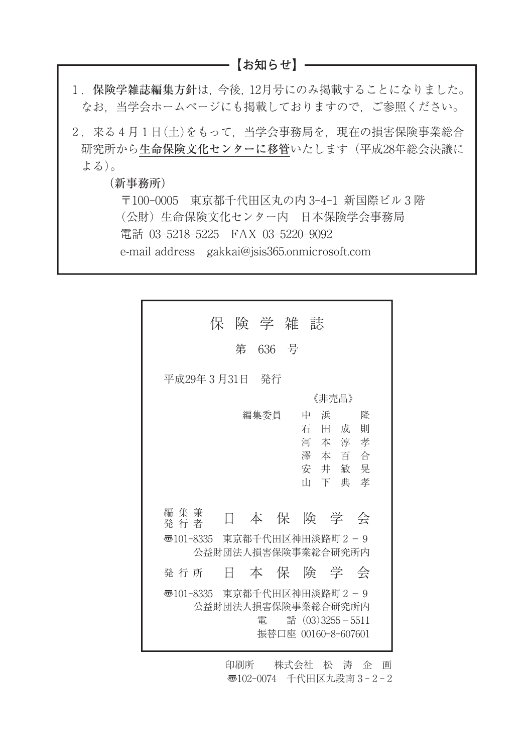## 【お知らせ】

1．**保険学雑誌編集方針**は，今後，12月号にのみ掲載することになりました。なお，当学会ホームページにも掲載しておりますので，ご参照ください。

2．来る４月１日(土)をもって，当学会事務局を，現在の損害保険事業総合研究所から**生命保険文化センターに移管**いたします（平成28年総会決議による)。

（新事務所）

〒100-0005　東京都千代田区丸の内3-4-1 新国際ビル３階
（公財）生命保険文化センター内　日本保険学会事務局
電話 03-5218-5225　FAX 03-5220-9092
e-mail address　gakkai@jsis365.onmicrosoft.com

---

# 保険学雑誌

第 636 号

平成29年３月31日　発行

《非売品》

編集委員　中浜　隆
　　　　　石田成則
　　　　　河本淳孝
　　　　　澤本百合
　　　　　安井敏晃
　　　　　山下典孝

編集兼発行者　日本保険学会
〠101-8335　東京都千代田区神田淡路町２－９
公益財団法人損害保険事業総合研究所内

発行所　日本保険学会
〠101-8335　東京都千代田区神田淡路町２－９
公益財団法人損害保険事業総合研究所内
電　話 (03)3255－5511
振替口座 00160-8-607601

印刷所　株式会社　松涛企画
〠102-0074　千代田区九段南３－２－２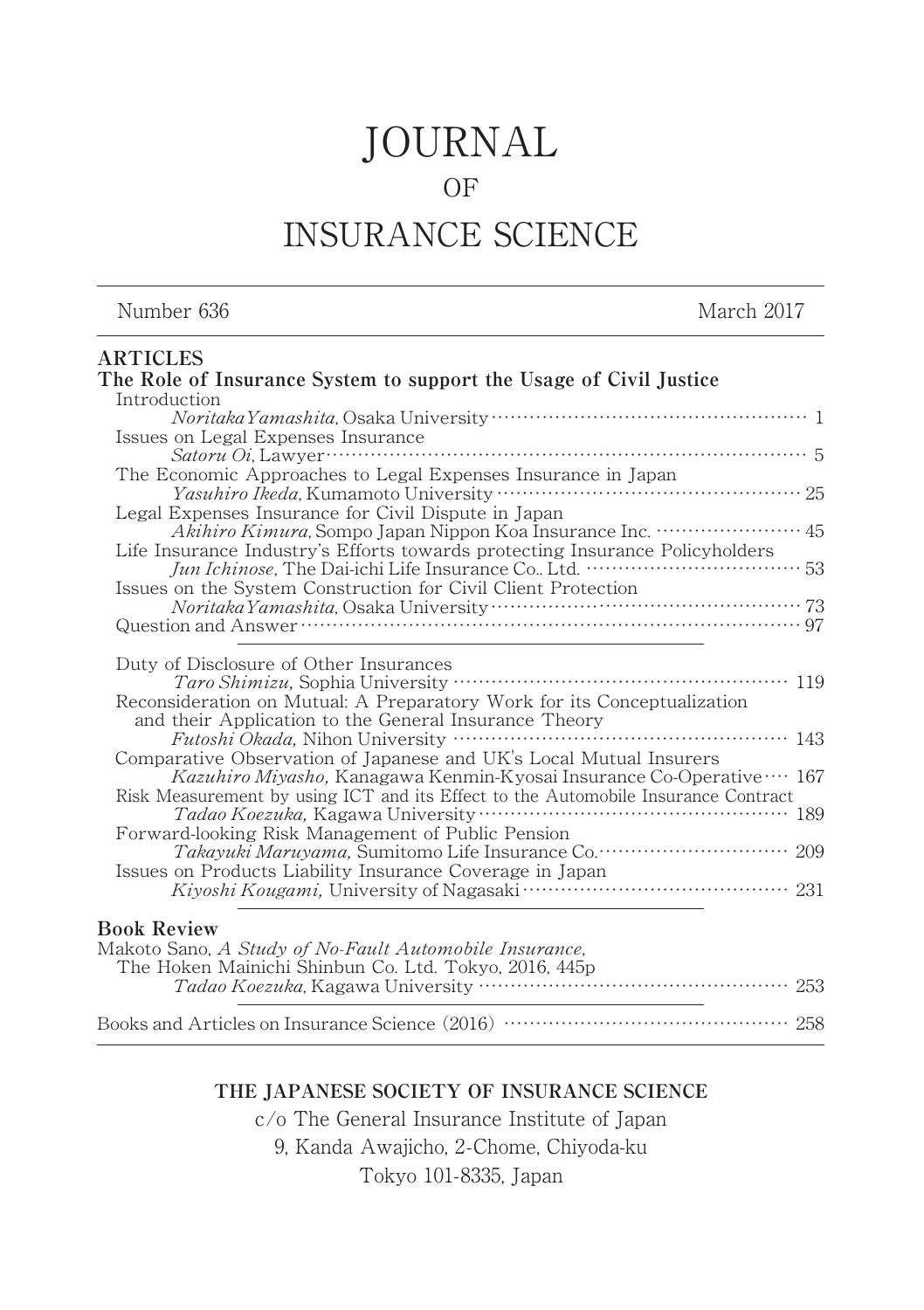# JOURNAL

## OF

# INSURANCE SCIENCE

Number 636 March 2017

## ARTICLES

### The Role of Insurance System to support the Usage of Civil Justice

Introduction
*NoritakaYamashita*, Osaka University ………………………………………… 1

Issues on Legal Expenses Insurance
*Satoru Oi*, Lawyer ………………………………………………………………… 5

The Economic Approaches to Legal Expenses Insurance in Japan
*Yasuhiro Ikeda*, Kumamoto University ……………………………………… 25

Legal Expenses Insurance for Civil Dispute in Japan
*Akihiro Kimura*, Sompo Japan Nippon Koa Insurance Inc. ………………… 45

Life Insurance Industry's Efforts towards protecting Insurance Policyholders
*Jun Ichinose*, The Dai-ichi Life Insurance Co.. Ltd. ………………………… 53

Issues on the System Construction for Civil Client Protection
*NoritakaYamashita*, Osaka University ………………………………………… 73

Question and Answer ……………………………………………………………… 97

---

Duty of Disclosure of Other Insurances
*Taro Shimizu,* Sophia University …………………………………………… 119

Reconsideration on Mutual: A Preparatory Work for its Conceptualization and their Application to the General Insurance Theory
*Futoshi Okada,* Nihon University …………………………………………… 143

Comparative Observation of Japanese and UK's Local Mutual Insurers
*Kazuhiro Miyasho,* Kanagawa Kenmin-Kyosai Insurance Co-Operative …… 167

Risk Measurement by using ICT and its Effect to the Automobile Insurance Contract
*Tadao Koezuka,* Kagawa University ………………………………………… 189

Forward-looking Risk Management of Public Pension
*Takayuki Maruyama,* Sumitomo Life Insurance Co. ………………………… 209

Issues on Products Liability Insurance Coverage in Japan
*Kiyoshi Kougami,* University of Nagasaki ………………………………… 231

## Book Review

Makoto Sano, *A Study of No-Fault Automobile Insurance*, The Hoken Mainichi Shinbun Co. Ltd. Tokyo, 2016, 445p
*Tadao Koezuka*, Kagawa University ………………………………………… 253

---

Books and Articles on Insurance Science (2016) ……………………………… 258

---

**THE JAPANESE SOCIETY OF INSURANCE SCIENCE**

c/o The General Insurance Institute of Japan
9, Kanda Awajicho, 2-Chome, Chiyoda-ku
Tokyo 101-8335, Japan